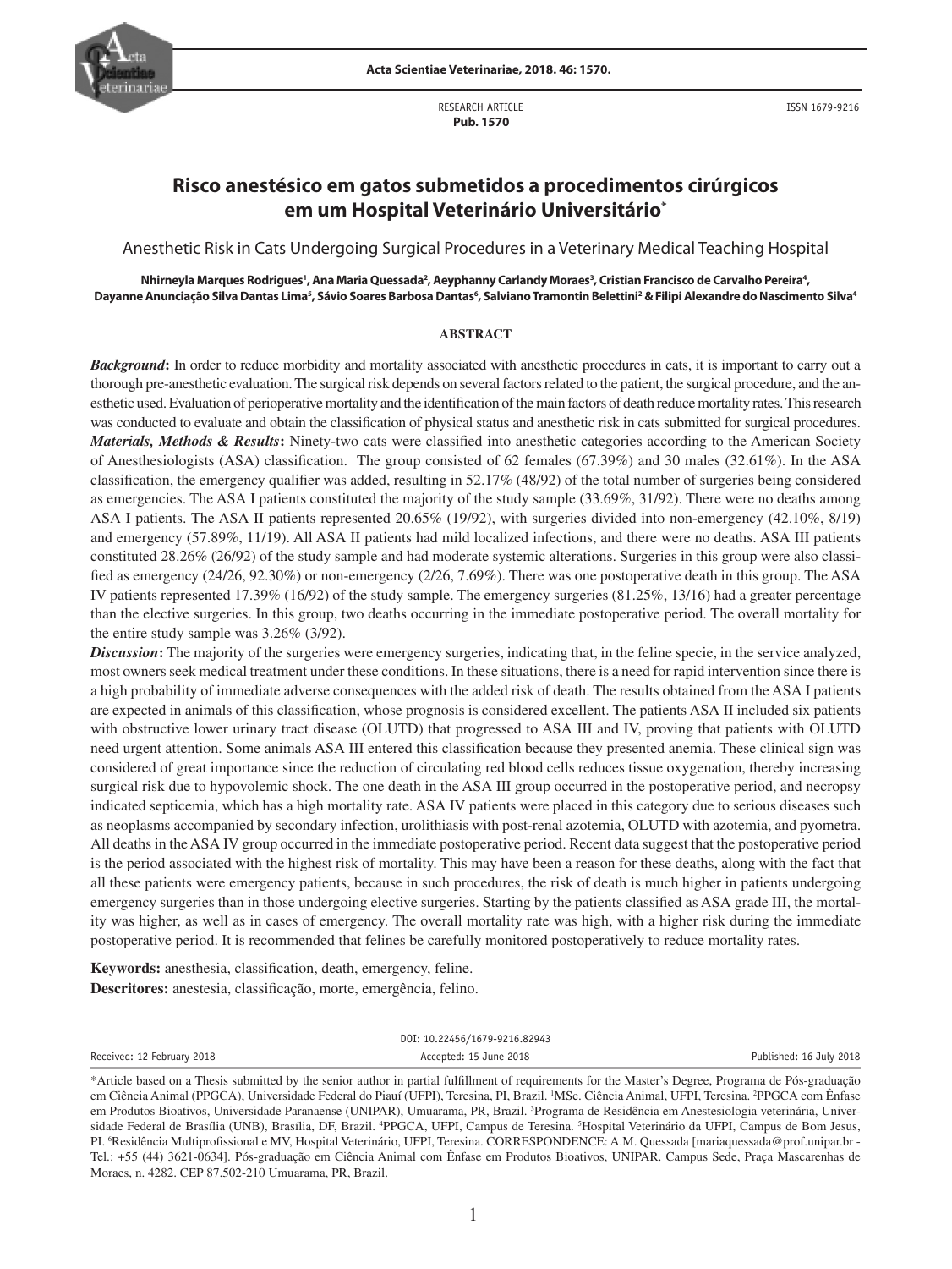RESEARCH ARTICLE
**Pub. 1570**

ISSN 1679-9216

# Risco anestésico em gatos submetidos a procedimentos cirúrgicos em um Hospital Veterinário Universitário*

Anesthetic Risk in Cats Undergoing Surgical Procedures in a Veterinary Medical Teaching Hospital

**Nhirneyla Marques Rodrigues[1], Ana Maria Quessada[2], Aeyphanny Carlandy Moraes[3], Cristian Francisco de Carvalho Pereira[4], Dayanne Anunciação Silva Dantas Lima[5], Sávio Soares Barbosa Dantas[6], Salviano Tramontin Belettini[2] & Filipi Alexandre do Nascimento Silva[4]**

## ABSTRACT

***Background*:** In order to reduce morbidity and mortality associated with anesthetic procedures in cats, it is important to carry out a thorough pre-anesthetic evaluation. The surgical risk depends on several factors related to the patient, the surgical procedure, and the anesthetic used. Evaluation of perioperative mortality and the identification of the main factors of death reduce mortality rates. This research was conducted to evaluate and obtain the classification of physical status and anesthetic risk in cats submitted for surgical procedures.

***Materials, Methods & Results*:** Ninety-two cats were classified into anesthetic categories according to the American Society of Anesthesiologists (ASA) classification. The group consisted of 62 females (67.39%) and 30 males (32.61%). In the ASA classification, the emergency qualifier was added, resulting in 52.17% (48/92) of the total number of surgeries being considered as emergencies. The ASA I patients constituted the majority of the study sample (33.69%, 31/92). There were no deaths among ASA I patients. The ASA II patients represented 20.65% (19/92), with surgeries divided into non-emergency (42.10%, 8/19) and emergency (57.89%, 11/19). All ASA II patients had mild localized infections, and there were no deaths. ASA III patients constituted 28.26% (26/92) of the study sample and had moderate systemic alterations. Surgeries in this group were also classified as emergency (24/26, 92.30%) or non-emergency (2/26, 7.69%). There was one postoperative death in this group. The ASA IV patients represented 17.39% (16/92) of the study sample. The emergency surgeries (81.25%, 13/16) had a greater percentage than the elective surgeries. In this group, two deaths occurring in the immediate postoperative period. The overall mortality for the entire study sample was 3.26% (3/92).

***Discussion*:** The majority of the surgeries were emergency surgeries, indicating that, in the feline specie, in the service analyzed, most owners seek medical treatment under these conditions. In these situations, there is a need for rapid intervention since there is a high probability of immediate adverse consequences with the added risk of death. The results obtained from the ASA I patients are expected in animals of this classification, whose prognosis is considered excellent. The patients ASA II included six patients with obstructive lower urinary tract disease (OLUTD) that progressed to ASA III and IV, proving that patients with OLUTD need urgent attention. Some animals ASA III entered this classification because they presented anemia. These clinical sign was considered of great importance since the reduction of circulating red blood cells reduces tissue oxygenation, thereby increasing surgical risk due to hypovolemic shock. The one death in the ASA III group occurred in the postoperative period, and necropsy indicated septicemia, which has a high mortality rate. ASA IV patients were placed in this category due to serious diseases such as neoplasms accompanied by secondary infection, urolithiasis with post-renal azotemia, OLUTD with azotemia, and pyometra. All deaths in the ASA IV group occurred in the immediate postoperative period. Recent data suggest that the postoperative period is the period associated with the highest risk of mortality. This may have been a reason for these deaths, along with the fact that all these patients were emergency patients, because in such procedures, the risk of death is much higher in patients undergoing emergency surgeries than in those undergoing elective surgeries. Starting by the patients classified as ASA grade III, the mortality was higher, as well as in cases of emergency. The overall mortality rate was high, with a higher risk during the immediate postoperative period. It is recommended that felines be carefully monitored postoperatively to reduce mortality rates.

**Keywords:** anesthesia, classification, death, emergency, feline.
**Descritores:** anestesia, classificação, morte, emergência, felino.

DOI: 10.22456/1679-9216.82943

Received: 12 February 2018 | Accepted: 15 June 2018 | Published: 16 July 2018

*Article based on a Thesis submitted by the senior author in partial fulfillment of requirements for the Master's Degree, Programa de Pós-graduação em Ciência Animal (PPGCA), Universidade Federal do Piauí (UFPI), Teresina, PI, Brazil. [1]MSc. Ciência Animal, UFPI, Teresina. [2]PPGCA com Ênfase em Produtos Bioativos, Universidade Paranaense (UNIPAR), Umuarama, PR, Brazil. [3]Programa de Residência em Anestesiologia veterinária, Universidade Federal de Brasília (UNB), Brasília, DF, Brazil. [4]PPGCA, UFPI, Campus de Teresina. [5]Hospital Veterinário da UFPI, Campus de Bom Jesus, PI. [6]Residência Multiprofissional e MV, Hospital Veterinário, UFPI, Teresina. CORRESPONDENCE: A.M. Quessada [mariaquessada@prof.unipar.br - Tel.: +55 (44) 3621-0634]. Pós-graduação em Ciência Animal com Ênfase em Produtos Bioativos, UNIPAR. Campus Sede, Praça Mascarenhas de Moraes, n. 4282. CEP 87.502-210 Umuarama, PR, Brazil.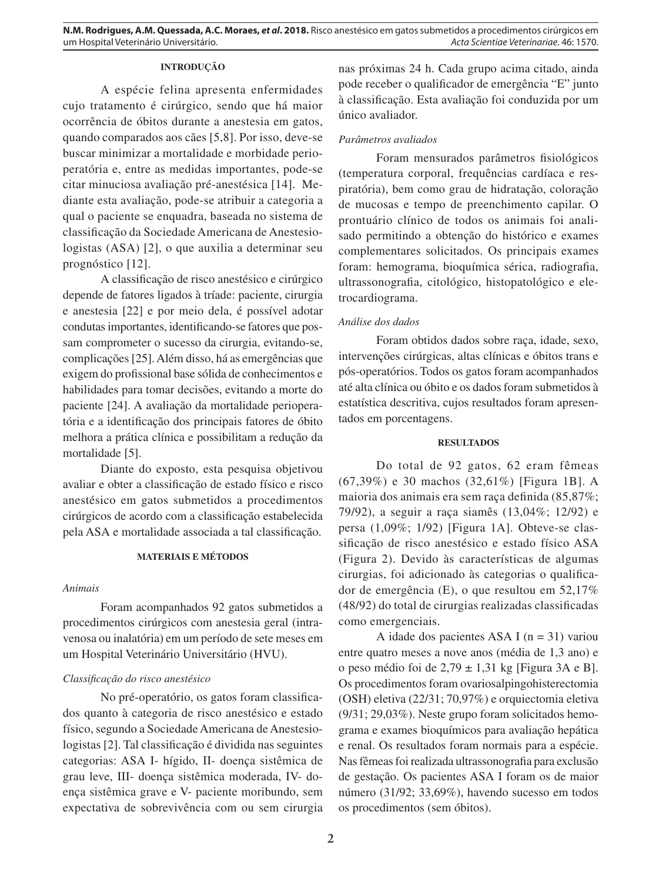## INTRODUÇÃO

A espécie felina apresenta enfermidades cujo tratamento é cirúrgico, sendo que há maior ocorrência de óbitos durante a anestesia em gatos, quando comparados aos cães [5,8]. Por isso, deve-se buscar minimizar a mortalidade e morbidade perioperatória e, entre as medidas importantes, pode-se citar minuciosa avaliação pré-anestésica [14]. Mediante esta avaliação, pode-se atribuir a categoria a qual o paciente se enquadra, baseada no sistema de classificação da Sociedade Americana de Anestesiologistas (ASA) [2], o que auxilia a determinar seu prognóstico [12].

A classificação de risco anestésico e cirúrgico depende de fatores ligados à tríade: paciente, cirurgia e anestesia [22] e por meio dela, é possível adotar condutas importantes, identificando-se fatores que possam comprometer o sucesso da cirurgia, evitando-se, complicações [25]. Além disso, há as emergências que exigem do profissional base sólida de conhecimentos e habilidades para tomar decisões, evitando a morte do paciente [24]. A avaliação da mortalidade perioperatória e a identificação dos principais fatores de óbito melhora a prática clínica e possibilitam a redução da mortalidade [5].

Diante do exposto, esta pesquisa objetivou avaliar e obter a classificação de estado físico e risco anestésico em gatos submetidos a procedimentos cirúrgicos de acordo com a classificação estabelecida pela ASA e mortalidade associada a tal classificação.

## MATERIAIS E MÉTODOS

*Animais*

Foram acompanhados 92 gatos submetidos a procedimentos cirúrgicos com anestesia geral (intravenosa ou inalatória) em um período de sete meses em um Hospital Veterinário Universitário (HVU).

*Classificação do risco anestésico*

No pré-operatório, os gatos foram classificados quanto à categoria de risco anestésico e estado físico, segundo a Sociedade Americana de Anestesiologistas [2]. Tal classificação é dividida nas seguintes categorias: ASA I- hígido, II- doença sistêmica de grau leve, III- doença sistêmica moderada, IV- doença sistêmica grave e V- paciente moribundo, sem expectativa de sobrevivência com ou sem cirurgia nas próximas 24 h. Cada grupo acima citado, ainda pode receber o qualificador de emergência "E" junto à classificação. Esta avaliação foi conduzida por um único avaliador.

*Parâmetros avaliados*

Foram mensurados parâmetros fisiológicos (temperatura corporal, frequências cardíaca e respiratória), bem como grau de hidratação, coloração de mucosas e tempo de preenchimento capilar. O prontuário clínico de todos os animais foi analisado permitindo a obtenção do histórico e exames complementares solicitados. Os principais exames foram: hemograma, bioquímica sérica, radiografia, ultrassonografia, citológico, histopatológico e eletrocardiograma.

*Análise dos dados*

Foram obtidos dados sobre raça, idade, sexo, intervenções cirúrgicas, altas clínicas e óbitos trans e pós-operatórios. Todos os gatos foram acompanhados até alta clínica ou óbito e os dados foram submetidos à estatística descritiva, cujos resultados foram apresentados em porcentagens.

## RESULTADOS

Do total de 92 gatos, 62 eram fêmeas (67,39%) e 30 machos (32,61%) [Figura 1B]. A maioria dos animais era sem raça definida (85,87%; 79/92), a seguir a raça siamês (13,04%; 12/92) e persa (1,09%; 1/92) [Figura 1A]. Obteve-se classificação de risco anestésico e estado físico ASA (Figura 2). Devido às características de algumas cirurgias, foi adicionado às categorias o qualificador de emergência (E), o que resultou em 52,17% (48/92) do total de cirurgias realizadas classificadas como emergenciais.

A idade dos pacientes ASA I (n = 31) variou entre quatro meses a nove anos (média de 1,3 ano) e o peso médio foi de 2,79 ± 1,31 kg [Figura 3A e B]. Os procedimentos foram ovariosalpingohisterectomia (OSH) eletiva (22/31; 70,97%) e orquiectomia eletiva (9/31; 29,03%). Neste grupo foram solicitados hemograma e exames bioquímicos para avaliação hepática e renal. Os resultados foram normais para a espécie. Nas fêmeas foi realizada ultrassonografia para exclusão de gestação. Os pacientes ASA I foram os de maior número (31/92; 33,69%), havendo sucesso em todos os procedimentos (sem óbitos).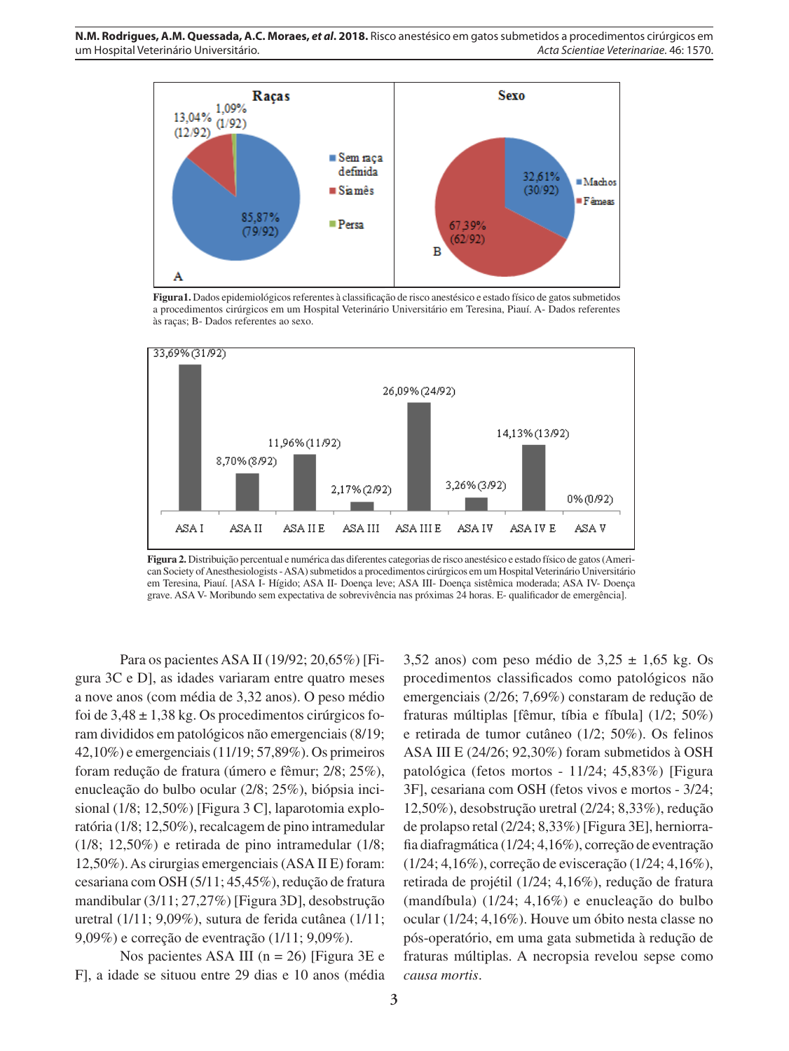**Figura1.** Dados epidemiológicos referentes à classificação de risco anestésico e estado físico de gatos submetidos a procedimentos cirúrgicos em um Hospital Veterinário Universitário em Teresina, Piauí. A- Dados referentes às raças; B- Dados referentes ao sexo.

**Figura 2.** Distribuição percentual e numérica das diferentes categorias de risco anestésico e estado físico de gatos (American Society of Anesthesiologists - ASA) submetidos a procedimentos cirúrgicos em um Hospital Veterinário Universitário em Teresina, Piauí. [ASA I- Hígido; ASA II- Doença leve; ASA III- Doença sistêmica moderada; ASA IV- Doença grave. ASA V- Moribundo sem expectativa de sobrevivência nas próximas 24 horas. E- qualificador de emergência].

Para os pacientes ASA II (19/92; 20,65%) [Figura 3C e D], as idades variaram entre quatro meses a nove anos (com média de 3,32 anos). O peso médio foi de 3,48 ± 1,38 kg. Os procedimentos cirúrgicos foram divididos em patológicos não emergenciais (8/19; 42,10%) e emergenciais (11/19; 57,89%). Os primeiros foram redução de fratura (úmero e fêmur; 2/8; 25%), enucleação do bulbo ocular (2/8; 25%), biópsia incisional (1/8; 12,50%) [Figura 3 C], laparotomia exploratória (1/8; 12,50%), recalcagem de pino intramedular (1/8; 12,50%) e retirada de pino intramedular (1/8; 12,50%). As cirurgias emergenciais (ASA II E) foram: cesariana com OSH (5/11; 45,45%), redução de fratura mandibular (3/11; 27,27%) [Figura 3D], desobstrução uretral (1/11; 9,09%), sutura de ferida cutânea (1/11; 9,09%) e correção de eventração (1/11; 9,09%).

Nos pacientes ASA III (n = 26) [Figura 3E e F], a idade se situou entre 29 dias e 10 anos (média 3,52 anos) com peso médio de 3,25 ± 1,65 kg. Os procedimentos classificados como patológicos não emergenciais (2/26; 7,69%) constaram de redução de fraturas múltiplas [fêmur, tíbia e fíbula] (1/2; 50%) e retirada de tumor cutâneo (1/2; 50%). Os felinos ASA III E (24/26; 92,30%) foram submetidos à OSH patológica (fetos mortos - 11/24; 45,83%) [Figura 3F], cesariana com OSH (fetos vivos e mortos - 3/24; 12,50%), desobstrução uretral (2/24; 8,33%), redução de prolapso retal (2/24; 8,33%) [Figura 3E], herniorrafia diafragmática (1/24; 4,16%), correção de eventração (1/24; 4,16%), correção de evisceração (1/24; 4,16%), retirada de projétil (1/24; 4,16%), redução de fratura (mandíbula) (1/24; 4,16%) e enucleação do bulbo ocular (1/24; 4,16%). Houve um óbito nesta classe no pós-operatório, em uma gata submetida à redução de fraturas múltiplas. A necropsia revelou sepse como *causa mortis*.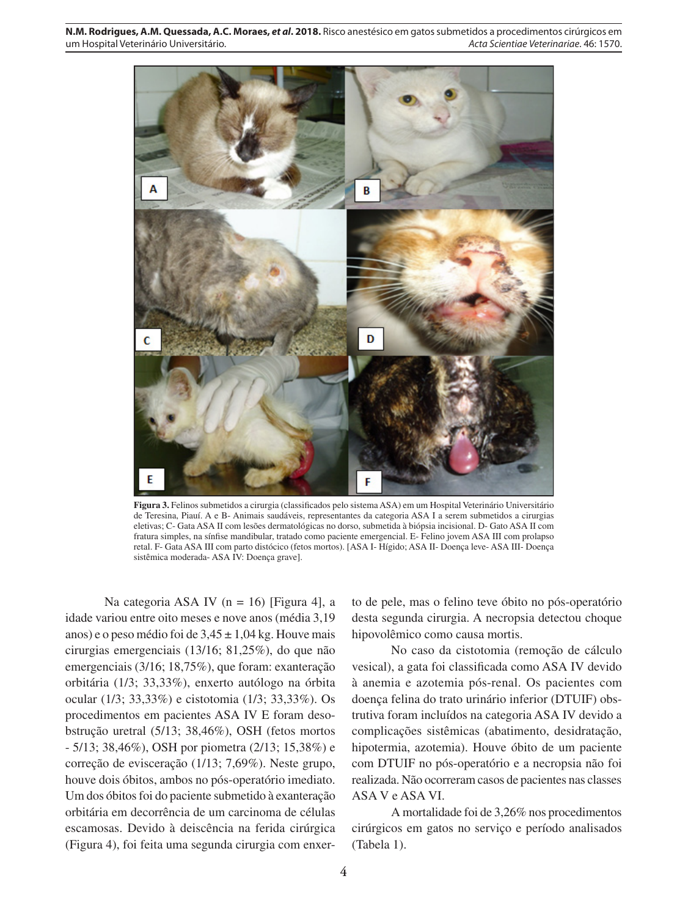**Figura 3.** Felinos submetidos a cirurgia (classificados pelo sistema ASA) em um Hospital Veterinário Universitário de Teresina, Piauí. A e B- Animais saudáveis, representantes da categoria ASA I a serem submetidos a cirurgias eletivas; C- Gata ASA II com lesões dermatológicas no dorso, submetida à biópsia incisional. D- Gato ASA II com fratura simples, na sínfise mandibular, tratado como paciente emergencial. E- Felino jovem ASA III com prolapso retal. F- Gata ASA III com parto distócico (fetos mortos). [ASA I- Hígido; ASA II- Doença leve- ASA III- Doença sistêmica moderada- ASA IV: Doença grave].

Na categoria ASA IV (n = 16) [Figura 4], a idade variou entre oito meses e nove anos (média 3,19 anos) e o peso médio foi de 3,45 ± 1,04 kg. Houve mais cirurgias emergenciais (13/16; 81,25%), do que não emergenciais (3/16; 18,75%), que foram: exanteração orbitária (1/3; 33,33%), enxerto autólogo na órbita ocular (1/3; 33,33%) e cistotomia (1/3; 33,33%). Os procedimentos em pacientes ASA IV E foram desobstrução uretral (5/13; 38,46%), OSH (fetos mortos - 5/13; 38,46%), OSH por piometra (2/13; 15,38%) e correção de evisceração (1/13; 7,69%). Neste grupo, houve dois óbitos, ambos no pós-operatório imediato. Um dos óbitos foi do paciente submetido à exanteração orbitária em decorrência de um carcinoma de células escamosas. Devido à deiscência na ferida cirúrgica (Figura 4), foi feita uma segunda cirurgia com enxerto de pele, mas o felino teve óbito no pós-operatório desta segunda cirurgia. A necropsia detectou choque hipovolêmico como causa mortis.

No caso da cistotomia (remoção de cálculo vesical), a gata foi classificada como ASA IV devido à anemia e azotemia pós-renal. Os pacientes com doença felina do trato urinário inferior (DTUIF) obstrutiva foram incluídos na categoria ASA IV devido a complicações sistêmicas (abatimento, desidratação, hipotermia, azotemia). Houve óbito de um paciente com DTUIF no pós-operatório e a necropsia não foi realizada. Não ocorreram casos de pacientes nas classes ASA V e ASA VI.

A mortalidade foi de 3,26% nos procedimentos cirúrgicos em gatos no serviço e período analisados (Tabela 1).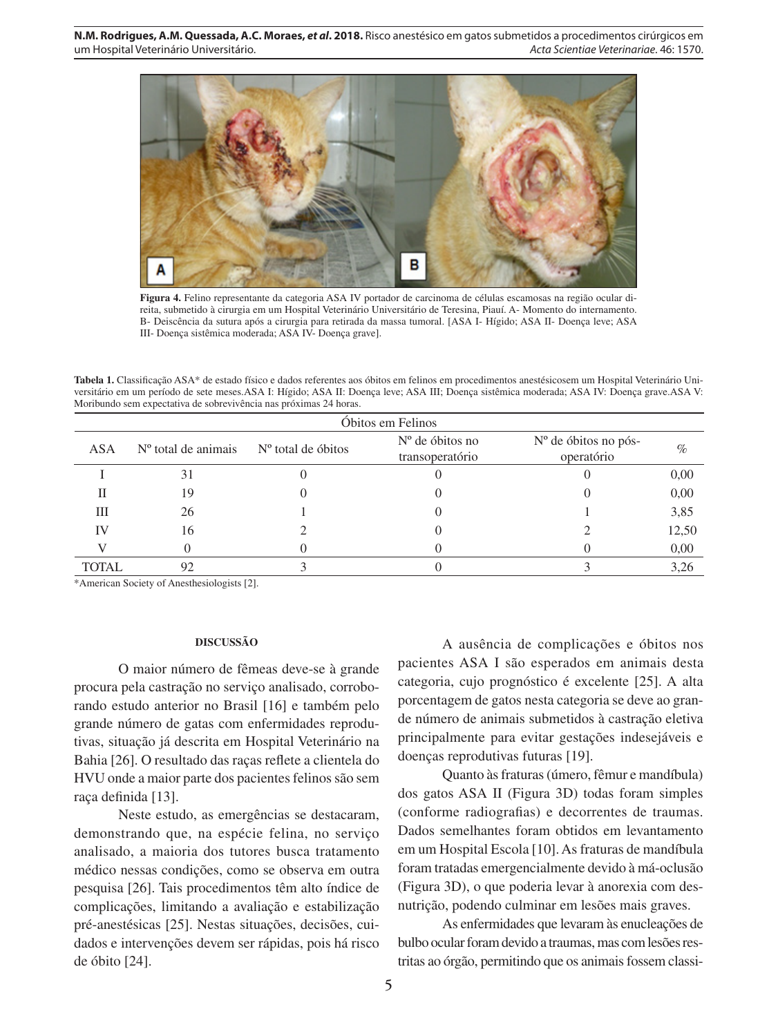**Figura 4.** Felino representante da categoria ASA IV portador de carcinoma de células escamosas na região ocular direita, submetido à cirurgia em um Hospital Veterinário Universitário de Teresina, Piauí. A- Momento do internamento. B- Deiscência da sutura após a cirurgia para retirada da massa tumoral. [ASA I- Hígido; ASA II- Doença leve; ASA III- Doença sistêmica moderada; ASA IV- Doença grave].

**Tabela 1.** Classificação ASA* de estado físico e dados referentes aos óbitos em felinos em procedimentos anestésicosem um Hospital Veterinário Universitário em um período de sete meses.ASA I: Hígido; ASA II: Doença leve; ASA III; Doença sistêmica moderada; ASA IV: Doença grave.ASA V: Moribundo sem expectativa de sobrevivência nas próximas 24 horas.

| Óbitos em Felinos | | | | | |
|---|---|---|---|---|---|
| ASA | Nº total de animais | Nº total de óbitos | Nº de óbitos no transoperatório | Nº de óbitos no pós-operatório | % |
| I | 31 | 0 | 0 | 0 | 0,00 |
| II | 19 | 0 | 0 | 0 | 0,00 |
| III | 26 | 1 | 0 | 1 | 3,85 |
| IV | 16 | 2 | 0 | 2 | 12,50 |
| V | 0 | 0 | 0 | 0 | 0,00 |
| TOTAL | 92 | 3 | 0 | 3 | 3,26 |

*American Society of Anesthesiologists [2].

## DISCUSSÃO

O maior número de fêmeas deve-se à grande procura pela castração no serviço analisado, corroborando estudo anterior no Brasil [16] e também pelo grande número de gatas com enfermidades reprodutivas, situação já descrita em Hospital Veterinário na Bahia [26]. O resultado das raças reflete a clientela do HVU onde a maior parte dos pacientes felinos são sem raça definida [13].

Neste estudo, as emergências se destacaram, demonstrando que, na espécie felina, no serviço analisado, a maioria dos tutores busca tratamento médico nessas condições, como se observa em outra pesquisa [26]. Tais procedimentos têm alto índice de complicações, limitando a avaliação e estabilização pré-anestésicas [25]. Nestas situações, decisões, cuidados e intervenções devem ser rápidas, pois há risco de óbito [24].

A ausência de complicações e óbitos nos pacientes ASA I são esperados em animais desta categoria, cujo prognóstico é excelente [25]. A alta porcentagem de gatos nesta categoria se deve ao grande número de animais submetidos à castração eletiva principalmente para evitar gestações indesejáveis e doenças reprodutivas futuras [19].

Quanto às fraturas (úmero, fêmur e mandíbula) dos gatos ASA II (Figura 3D) todas foram simples (conforme radiografias) e decorrentes de traumas. Dados semelhantes foram obtidos em levantamento em um Hospital Escola [10]. As fraturas de mandíbula foram tratadas emergencialmente devido à má-oclusão (Figura 3D), o que poderia levar à anorexia com desnutrição, podendo culminar em lesões mais graves.

As enfermidades que levaram às enucleações de bulbo ocular foram devido a traumas, mas com lesões restritas ao órgão, permitindo que os animais fossem classi-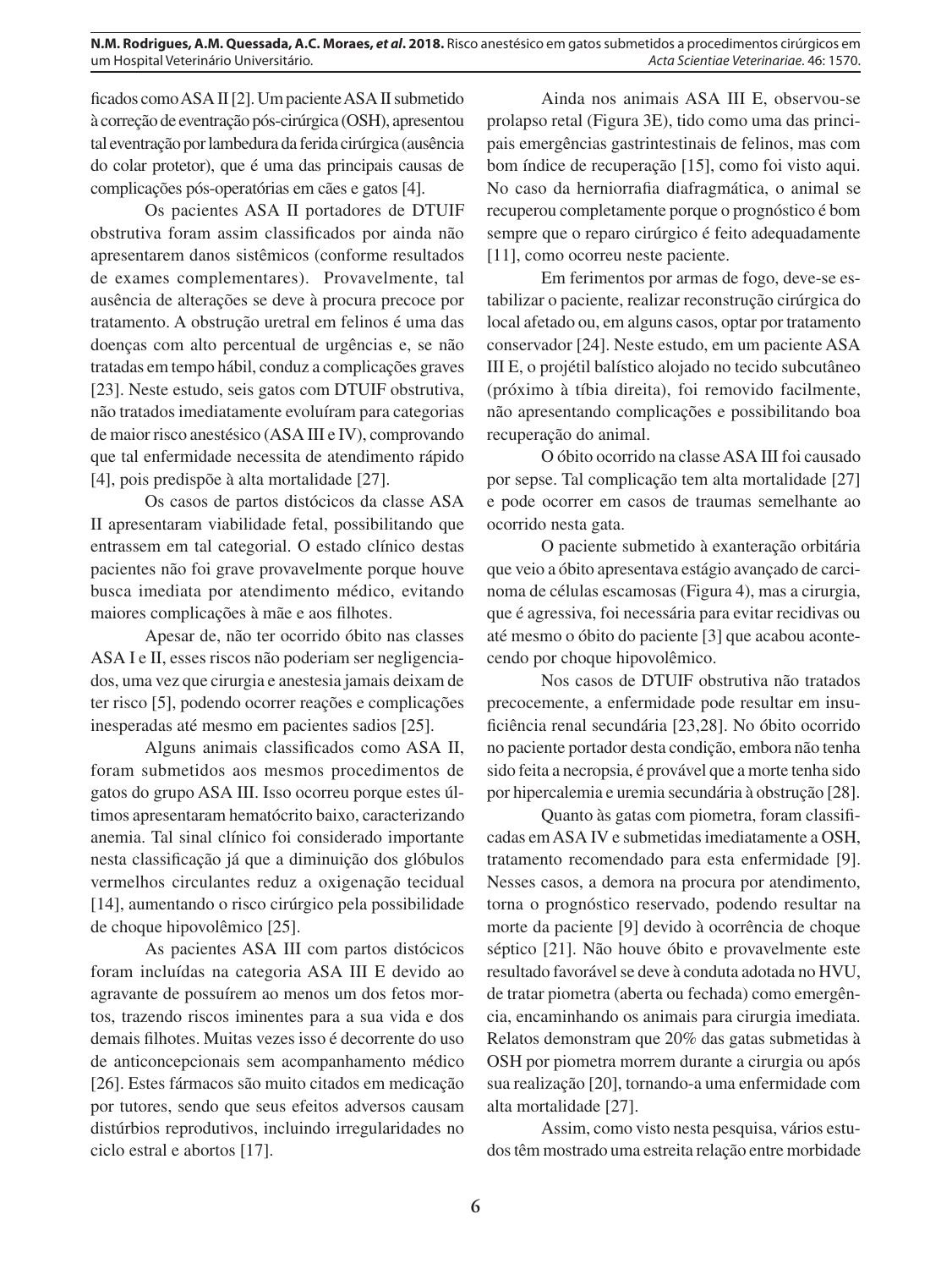ficados como ASA II [2]. Um paciente ASA II submetido à correção de eventração pós-cirúrgica (OSH), apresentou tal eventração por lambedura da ferida cirúrgica (ausência do colar protetor), que é uma das principais causas de complicações pós-operatórias em cães e gatos [4].

Os pacientes ASA II portadores de DTUIF obstrutiva foram assim classificados por ainda não apresentarem danos sistêmicos (conforme resultados de exames complementares). Provavelmente, tal ausência de alterações se deve à procura precoce por tratamento. A obstrução uretral em felinos é uma das doenças com alto percentual de urgências e, se não tratadas em tempo hábil, conduz a complicações graves [23]. Neste estudo, seis gatos com DTUIF obstrutiva, não tratados imediatamente evoluíram para categorias de maior risco anestésico (ASA III e IV), comprovando que tal enfermidade necessita de atendimento rápido [4], pois predispõe à alta mortalidade [27].

Os casos de partos distócicos da classe ASA II apresentaram viabilidade fetal, possibilitando que entrassem em tal categorial. O estado clínico destas pacientes não foi grave provavelmente porque houve busca imediata por atendimento médico, evitando maiores complicações à mãe e aos filhotes.

Apesar de, não ter ocorrido óbito nas classes ASA I e II, esses riscos não poderiam ser negligenciados, uma vez que cirurgia e anestesia jamais deixam de ter risco [5], podendo ocorrer reações e complicações inesperadas até mesmo em pacientes sadios [25].

Alguns animais classificados como ASA II, foram submetidos aos mesmos procedimentos de gatos do grupo ASA III. Isso ocorreu porque estes últimos apresentaram hematócrito baixo, caracterizando anemia. Tal sinal clínico foi considerado importante nesta classificação já que a diminuição dos glóbulos vermelhos circulantes reduz a oxigenação tecidual [14], aumentando o risco cirúrgico pela possibilidade de choque hipovolêmico [25].

As pacientes ASA III com partos distócicos foram incluídas na categoria ASA III E devido ao agravante de possuírem ao menos um dos fetos mortos, trazendo riscos iminentes para a sua vida e dos demais filhotes. Muitas vezes isso é decorrente do uso de anticoncepcionais sem acompanhamento médico [26]. Estes fármacos são muito citados em medicação por tutores, sendo que seus efeitos adversos causam distúrbios reprodutivos, incluindo irregularidades no ciclo estral e abortos [17].

Ainda nos animais ASA III E, observou-se prolapso retal (Figura 3E), tido como uma das principais emergências gastrintestinais de felinos, mas com bom índice de recuperação [15], como foi visto aqui. No caso da herniorrafia diafragmática, o animal se recuperou completamente porque o prognóstico é bom sempre que o reparo cirúrgico é feito adequadamente [11], como ocorreu neste paciente.

Em ferimentos por armas de fogo, deve-se estabilizar o paciente, realizar reconstrução cirúrgica do local afetado ou, em alguns casos, optar por tratamento conservador [24]. Neste estudo, em um paciente ASA III E, o projétil balístico alojado no tecido subcutâneo (próximo à tíbia direita), foi removido facilmente, não apresentando complicações e possibilitando boa recuperação do animal.

O óbito ocorrido na classe ASA III foi causado por sepse. Tal complicação tem alta mortalidade [27] e pode ocorrer em casos de traumas semelhante ao ocorrido nesta gata.

O paciente submetido à exanteração orbitária que veio a óbito apresentava estágio avançado de carcinoma de células escamosas (Figura 4), mas a cirurgia, que é agressiva, foi necessária para evitar recidivas ou até mesmo o óbito do paciente [3] que acabou acontecendo por choque hipovolêmico.

Nos casos de DTUIF obstrutiva não tratados precocemente, a enfermidade pode resultar em insuficiência renal secundária [23,28]. No óbito ocorrido no paciente portador desta condição, embora não tenha sido feita a necropsia, é provável que a morte tenha sido por hipercalemia e uremia secundária à obstrução [28].

Quanto às gatas com piometra, foram classificadas em ASA IV e submetidas imediatamente a OSH, tratamento recomendado para esta enfermidade [9]. Nesses casos, a demora na procura por atendimento, torna o prognóstico reservado, podendo resultar na morte da paciente [9] devido à ocorrência de choque séptico [21]. Não houve óbito e provavelmente este resultado favorável se deve à conduta adotada no HVU, de tratar piometra (aberta ou fechada) como emergência, encaminhando os animais para cirurgia imediata. Relatos demonstram que 20% das gatas submetidas à OSH por piometra morrem durante a cirurgia ou após sua realização [20], tornando-a uma enfermidade com alta mortalidade [27].

Assim, como visto nesta pesquisa, vários estudos têm mostrado uma estreita relação entre morbidade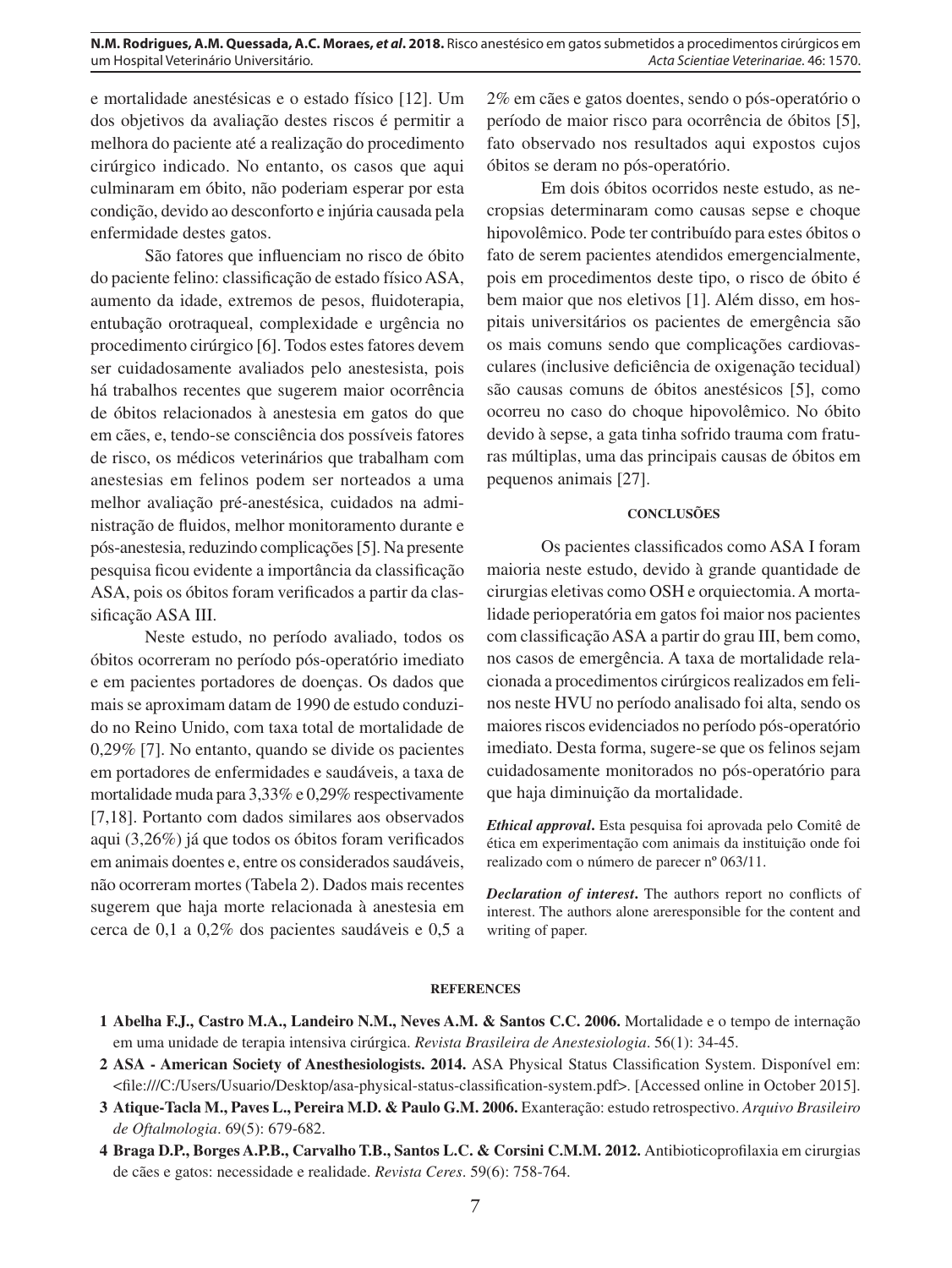e mortalidade anestésicas e o estado físico [12]. Um dos objetivos da avaliação destes riscos é permitir a melhora do paciente até a realização do procedimento cirúrgico indicado. No entanto, os casos que aqui culminaram em óbito, não poderiam esperar por esta condição, devido ao desconforto e injúria causada pela enfermidade destes gatos.

São fatores que influenciam no risco de óbito do paciente felino: classificação de estado físico ASA, aumento da idade, extremos de pesos, fluidoterapia, entubação orotraqueal, complexidade e urgência no procedimento cirúrgico [6]. Todos estes fatores devem ser cuidadosamente avaliados pelo anestesista, pois há trabalhos recentes que sugerem maior ocorrência de óbitos relacionados à anestesia em gatos do que em cães, e, tendo-se consciência dos possíveis fatores de risco, os médicos veterinários que trabalham com anestesias em felinos podem ser norteados a uma melhor avaliação pré-anestésica, cuidados na administração de fluidos, melhor monitoramento durante e pós-anestesia, reduzindo complicações [5]. Na presente pesquisa ficou evidente a importância da classificação ASA, pois os óbitos foram verificados a partir da classificação ASA III.

Neste estudo, no período avaliado, todos os óbitos ocorreram no período pós-operatório imediato e em pacientes portadores de doenças. Os dados que mais se aproximam datam de 1990 de estudo conduzido no Reino Unido, com taxa total de mortalidade de 0,29% [7]. No entanto, quando se divide os pacientes em portadores de enfermidades e saudáveis, a taxa de mortalidade muda para 3,33% e 0,29% respectivamente [7,18]. Portanto com dados similares aos observados aqui (3,26%) já que todos os óbitos foram verificados em animais doentes e, entre os considerados saudáveis, não ocorreram mortes (Tabela 2). Dados mais recentes sugerem que haja morte relacionada à anestesia em cerca de 0,1 a 0,2% dos pacientes saudáveis e 0,5 a 2% em cães e gatos doentes, sendo o pós-operatório o período de maior risco para ocorrência de óbitos [5], fato observado nos resultados aqui expostos cujos óbitos se deram no pós-operatório.

Em dois óbitos ocorridos neste estudo, as necropsias determinaram como causas sepse e choque hipovolêmico. Pode ter contribuído para estes óbitos o fato de serem pacientes atendidos emergencialmente, pois em procedimentos deste tipo, o risco de óbito é bem maior que nos eletivos [1]. Além disso, em hospitais universitários os pacientes de emergência são os mais comuns sendo que complicações cardiovasculares (inclusive deficiência de oxigenação tecidual) são causas comuns de óbitos anestésicos [5], como ocorreu no caso do choque hipovolêmico. No óbito devido à sepse, a gata tinha sofrido trauma com fraturas múltiplas, uma das principais causas de óbitos em pequenos animais [27].

## CONCLUSÕES

Os pacientes classificados como ASA I foram maioria neste estudo, devido à grande quantidade de cirurgias eletivas como OSH e orquiectomia. A mortalidade perioperatória em gatos foi maior nos pacientes com classificação ASA a partir do grau III, bem como, nos casos de emergência. A taxa de mortalidade relacionada a procedimentos cirúrgicos realizados em felinos neste HVU no período analisado foi alta, sendo os maiores riscos evidenciados no período pós-operatório imediato. Desta forma, sugere-se que os felinos sejam cuidadosamente monitorados no pós-operatório para que haja diminuição da mortalidade.

***Ethical approval*.** Esta pesquisa foi aprovada pelo Comitê de ética em experimentação com animais da instituição onde foi realizado com o número de parecer nº 063/11.

***Declaration of interest*.** The authors report no conflicts of interest. The authors alone areresponsible for the content and writing of paper.

## REFERENCES

**1 Abelha F.J., Castro M.A., Landeiro N.M., Neves A.M. & Santos C.C. 2006.** Mortalidade e o tempo de internação em uma unidade de terapia intensiva cirúrgica. *Revista Brasileira de Anestesiologia*. 56(1): 34-45.

**2 ASA - American Society of Anesthesiologists. 2014.** ASA Physical Status Classification System. Disponível em: <file:///C:/Users/Usuario/Desktop/asa-physical-status-classification-system.pdf>. [Accessed online in October 2015].

**3 Atique-Tacla M., Paves L., Pereira M.D. & Paulo G.M. 2006.** Exanteração: estudo retrospectivo. *Arquivo Brasileiro de Oftalmologia*. 69(5): 679-682.

**4 Braga D.P., Borges A.P.B., Carvalho T.B., Santos L.C. & Corsini C.M.M. 2012.** Antibioticoprofilaxia em cirurgias de cães e gatos: necessidade e realidade. *Revista Ceres*. 59(6): 758-764.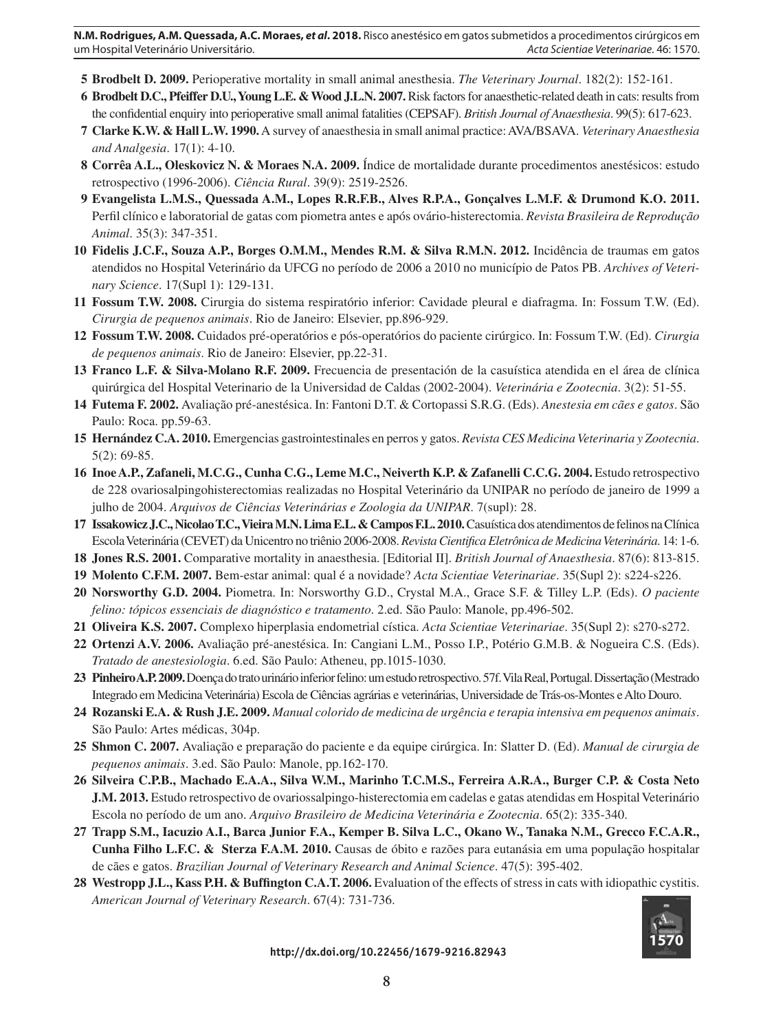**5 Brodbelt D. 2009.** Perioperative mortality in small animal anesthesia. *The Veterinary Journal*. 182(2): 152-161.

**6 Brodbelt D.C., Pfeiffer D.U., Young L.E. & Wood J.L.N. 2007.** Risk factors for anaesthetic-related death in cats: results from the confidential enquiry into perioperative small animal fatalities (CEPSAF). *British Journal of Anaesthesia*. 99(5): 617-623.

**7 Clarke K.W. & Hall L.W. 1990.** A survey of anaesthesia in small animal practice: AVA/BSAVA. *Veterinary Anaesthesia and Analgesia*. 17(1): 4-10.

**8 Corrêa A.L., Oleskovicz N. & Moraes N.A. 2009.** Índice de mortalidade durante procedimentos anestésicos: estudo retrospectivo (1996-2006). *Ciência Rural*. 39(9): 2519-2526.

**9 Evangelista L.M.S., Quessada A.M., Lopes R.R.F.B., Alves R.P.A., Gonçalves L.M.F. & Drumond K.O. 2011.** Perfil clínico e laboratorial de gatas com piometra antes e após ovário-histerectomia. *Revista Brasileira de Reprodução Animal*. 35(3): 347-351.

**10 Fidelis J.C.F., Souza A.P., Borges O.M.M., Mendes R.M. & Silva R.M.N. 2012.** Incidência de traumas em gatos atendidos no Hospital Veterinário da UFCG no período de 2006 a 2010 no município de Patos PB. *Archives of Veterinary Science*. 17(Supl 1): 129-131.

**11 Fossum T.W. 2008.** Cirurgia do sistema respiratório inferior: Cavidade pleural e diafragma. In: Fossum T.W. (Ed). *Cirurgia de pequenos animais*. Rio de Janeiro: Elsevier, pp.896-929.

**12 Fossum T.W. 2008.** Cuidados pré-operatórios e pós-operatórios do paciente cirúrgico. In: Fossum T.W. (Ed). *Cirurgia de pequenos animais*. Rio de Janeiro: Elsevier, pp.22-31.

**13 Franco L.F. & Silva-Molano R.F. 2009.** Frecuencia de presentación de la casuística atendida en el área de clínica quirúrgica del Hospital Veterinario de la Universidad de Caldas (2002-2004). *Veterinária e Zootecnia*. 3(2): 51-55.

**14 Futema F. 2002.** Avaliação pré-anestésica. In: Fantoni D.T. & Cortopassi S.R.G. (Eds). *Anestesia em cães e gatos*. São Paulo: Roca. pp.59-63.

**15 Hernández C.A. 2010.** Emergencias gastrointestinales en perros y gatos. *Revista CES Medicina Veterinaria y Zootecnia*. 5(2): 69-85.

**16 Inoe A.P., Zafaneli, M.C.G., Cunha C.G., Leme M.C., Neiverth K.P. & Zafanelli C.C.G. 2004.** Estudo retrospectivo de 228 ovariosalpingohisterectomias realizadas no Hospital Veterinário da UNIPAR no período de janeiro de 1999 a julho de 2004. *Arquivos de Ciências Veterinárias e Zoologia da UNIPAR*. 7(supl): 28.

**17 Issakowicz J.C., Nicolao T.C., Vieira M.N. Lima E.L. & Campos F.L. 2010.** Casuística dos atendimentos de felinos na Clínica Escola Veterinária (CEVET) da Unicentro no triênio 2006-2008. *Revista Científica Eletrônica de Medicina Veterinária*. 14: 1-6.

**18 Jones R.S. 2001.** Comparative mortality in anaesthesia. [Editorial II]. *British Journal of Anaesthesia*. 87(6): 813-815.

**19 Molento C.F.M. 2007.** Bem-estar animal: qual é a novidade? *Acta Scientiae Veterinariae*. 35(Supl 2): s224-s226.

**20 Norsworthy G.D. 2004.** Piometra. In: Norsworthy G.D., Crystal M.A., Grace S.F. & Tilley L.P. (Eds). *O paciente felino: tópicos essenciais de diagnóstico e tratamento*. 2.ed. São Paulo: Manole, pp.496-502.

**21 Oliveira K.S. 2007.** Complexo hiperplasia endometrial cística. *Acta Scientiae Veterinariae*. 35(Supl 2): s270-s272.

**22 Ortenzi A.V. 2006.** Avaliação pré-anestésica. In: Cangiani L.M., Posso I.P., Potério G.M.B. & Nogueira C.S. (Eds). *Tratado de anestesiologia*. 6.ed. São Paulo: Atheneu, pp.1015-1030.

**23 Pinheiro A.P. 2009.** Doença do trato urinário inferior felino: um estudo retrospectivo. 57f. Vila Real, Portugal. Dissertação (Mestrado Integrado em Medicina Veterinária) Escola de Ciências agrárias e veterinárias, Universidade de Trás-os-Montes e Alto Douro.

**24 Rozanski E.A. & Rush J.E. 2009.** *Manual colorido de medicina de urgência e terapia intensiva em pequenos animais*. São Paulo: Artes médicas, 304p.

**25 Shmon C. 2007.** Avaliação e preparação do paciente e da equipe cirúrgica. In: Slatter D. (Ed). *Manual de cirurgia de pequenos animais*. 3.ed. São Paulo: Manole, pp.162-170.

**26 Silveira C.P.B., Machado E.A.A., Silva W.M., Marinho T.C.M.S., Ferreira A.R.A., Burger C.P. & Costa Neto J.M. 2013.** Estudo retrospectivo de ovariossalpingo-histerectomia em cadelas e gatas atendidas em Hospital Veterinário Escola no período de um ano. *Arquivo Brasileiro de Medicina Veterinária e Zootecnia*. 65(2): 335-340.

**27 Trapp S.M., Iacuzio A.I., Barca Junior F.A., Kemper B. Silva L.C., Okano W., Tanaka N.M., Grecco F.C.A.R., Cunha Filho L.F.C. & Sterza F.A.M. 2010.** Causas de óbito e razões para eutanásia em uma população hospitalar de cães e gatos. *Brazilian Journal of Veterinary Research and Animal Science*. 47(5): 395-402.

**28 Westropp J.L., Kass P.H. & Buffington C.A.T. 2006.** Evaluation of the effects of stress in cats with idiopathic cystitis. *American Journal of Veterinary Research*. 67(4): 731-736.

http://dx.doi.org/10.22456/1679-9216.82943